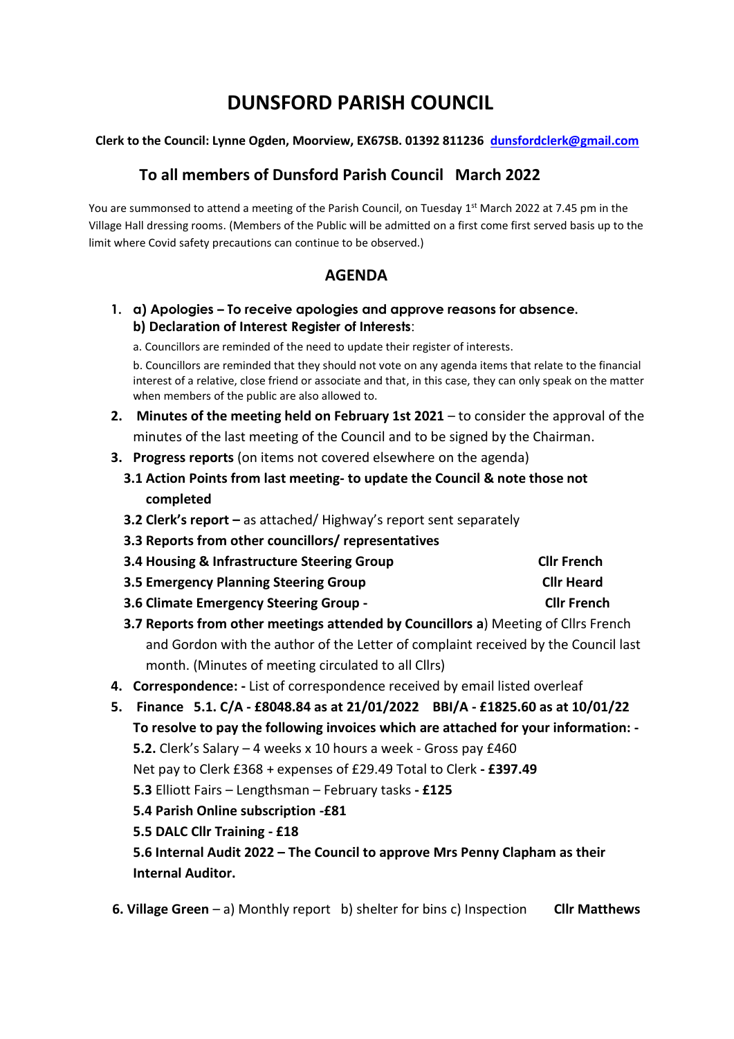# DUNSFORD PARISH COUNCIL

**Clerk to the Council: Lynne Ogden, Moorview, EX67SB. 01392 811236 dunsfordclerk@gmail.com**

## To all members of Dunsford Parish Council March 2022

You are summonsed to attend a meeting of the Parish Council, on Tuesday 1st March 2022 at 7.45 pm in the Village Hall dressing rooms. (Members of the Public will be admitted on a first come first served basis up to the limit where Covid safety precautions can continue to be observed.)

## AGENDA

1. **a) Apologies – To receive apologies and approve reasons for absence.**
   **b) Declaration of Interest Register of Interests**:
   a. Councillors are reminded of the need to update their register of interests.
   b. Councillors are reminded that they should not vote on any agenda items that relate to the financial interest of a relative, close friend or associate and that, in this case, they can only speak on the matter when members of the public are also allowed to.
2. **Minutes of the meeting held on February 1st 2021** – to consider the approval of the minutes of the last meeting of the Council and to be signed by the Chairman.
3. **Progress reports** (on items not covered elsewhere on the agenda)
   **3.1 Action Points from last meeting- to update the Council & note those not completed**
   **3.2 Clerk's report –** as attached/ Highway's report sent separately
   **3.3 Reports from other councillors/ representatives**
   **3.4 Housing & Infrastructure Steering Group** **Cllr French**
   **3.5 Emergency Planning Steering Group** **Cllr Heard**
   **3.6 Climate Emergency Steering Group -** **Cllr French**
   **3.7 Reports from other meetings attended by Councillors a**) Meeting of Cllrs French and Gordon with the author of the Letter of complaint received by the Council last month. (Minutes of meeting circulated to all Cllrs)
4. **Correspondence: -** List of correspondence received by email listed overleaf
5. **Finance 5.1. C/A - £8048.84 as at 21/01/2022 BBI/A - £1825.60 as at 10/01/22**
   **To resolve to pay the following invoices which are attached for your information: -**
   **5.2.** Clerk's Salary – 4 weeks x 10 hours a week - Gross pay £460
   Net pay to Clerk £368 + expenses of £29.49 Total to Clerk **- £397.49**
   **5.3** Elliott Fairs – Lengthsman – February tasks **- £125**
   **5.4 Parish Online subscription -£81**
   **5.5 DALC Cllr Training - £18**
   **5.6 Internal Audit 2022 – The Council to approve Mrs Penny Clapham as their Internal Auditor.**
6. **Village Green** – a) Monthly report b) shelter for bins c) Inspection **Cllr Matthews**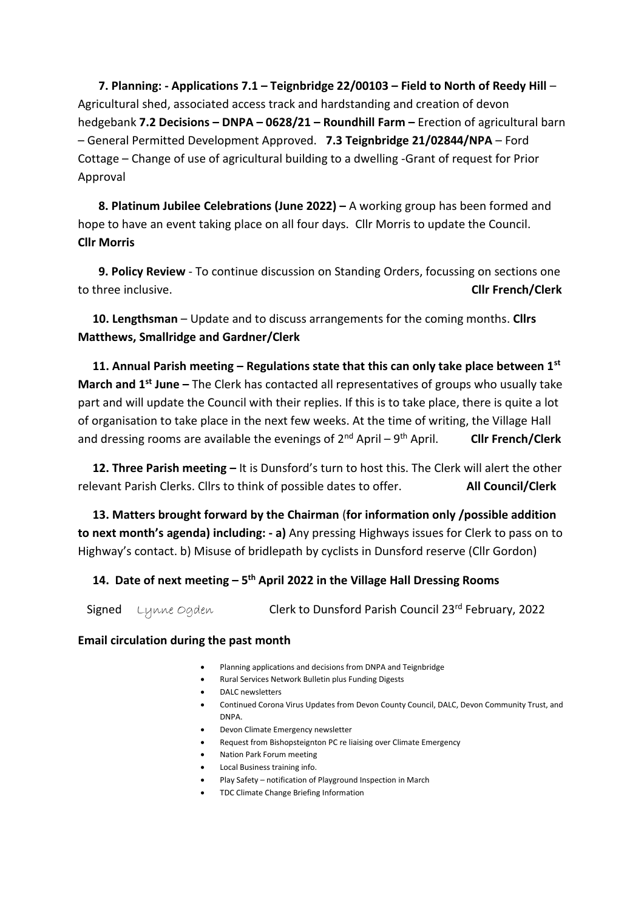**7. Planning: - Applications 7.1 – Teignbridge 22/00103 – Field to North of Reedy Hill** – Agricultural shed, associated access track and hardstanding and creation of devon hedgebank **7.2 Decisions – DNPA – 0628/21 – Roundhill Farm –** Erection of agricultural barn – General Permitted Development Approved. **7.3 Teignbridge 21/02844/NPA** – Ford Cottage – Change of use of agricultural building to a dwelling -Grant of request for Prior Approval

**8. Platinum Jubilee Celebrations (June 2022) –** A working group has been formed and hope to have an event taking place on all four days. Cllr Morris to update the Council. **Cllr Morris**

**9. Policy Review** - To continue discussion on Standing Orders, focussing on sections one to three inclusive. **Cllr French/Clerk**

**10. Lengthsman** – Update and to discuss arrangements for the coming months. **Cllrs Matthews, Smallridge and Gardner/Clerk**

**11. Annual Parish meeting – Regulations state that this can only take place between 1st March and 1st June –** The Clerk has contacted all representatives of groups who usually take part and will update the Council with their replies. If this is to take place, there is quite a lot of organisation to take place in the next few weeks. At the time of writing, the Village Hall and dressing rooms are available the evenings of 2nd April – 9th April. **Cllr French/Clerk**

**12. Three Parish meeting –** It is Dunsford's turn to host this. The Clerk will alert the other relevant Parish Clerks. Cllrs to think of possible dates to offer. **All Council/Clerk**

**13. Matters brought forward by the Chairman** (**for information only /possible addition to next month's agenda) including: - a)** Any pressing Highways issues for Clerk to pass on to Highway's contact. b) Misuse of bridlepath by cyclists in Dunsford reserve (Cllr Gordon)

**14. Date of next meeting – 5th April 2022 in the Village Hall Dressing Rooms**

Signed *Lynne Ogden* Clerk to Dunsford Parish Council 23rd February, 2022

**Email circulation during the past month**

- Planning applications and decisions from DNPA and Teignbridge
- Rural Services Network Bulletin plus Funding Digests
- DALC newsletters
- Continued Corona Virus Updates from Devon County Council, DALC, Devon Community Trust, and DNPA.
- Devon Climate Emergency newsletter
- Request from Bishopsteignton PC re liaising over Climate Emergency
- Nation Park Forum meeting
- Local Business training info.
- Play Safety – notification of Playground Inspection in March
- TDC Climate Change Briefing Information